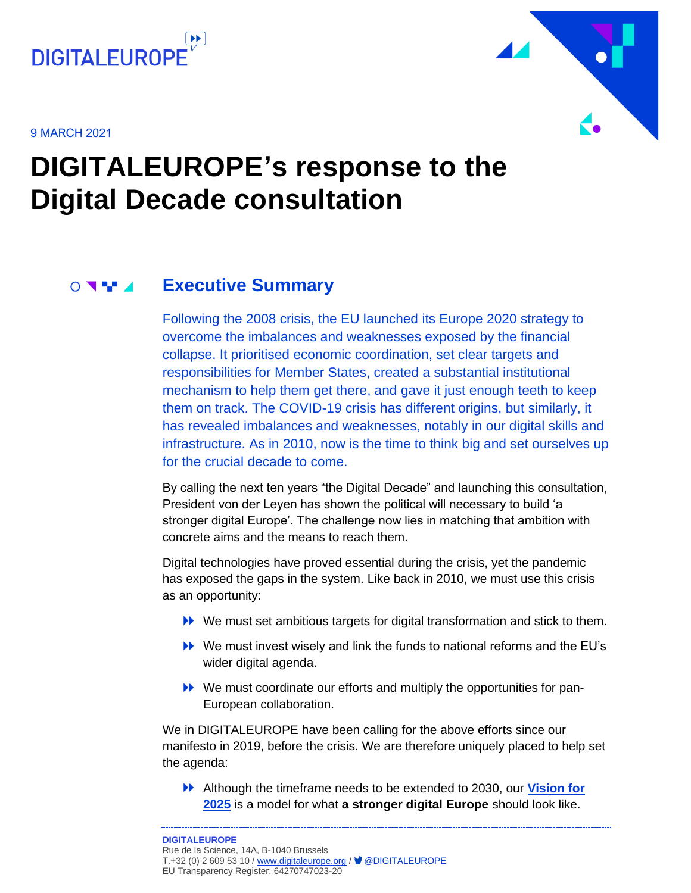DIGITALEUROPE

9 MARCH 2021

# DIGITALEUROPE's response to the Digital Decade consultation

## Executive Summary

Following the 2008 crisis, the EU launched its Europe 2020 strategy to overcome the imbalances and weaknesses exposed by the financial collapse. It prioritised economic coordination, set clear targets and responsibilities for Member States, created a substantial institutional mechanism to help them get there, and gave it just enough teeth to keep them on track. The COVID-19 crisis has different origins, but similarly, it has revealed imbalances and weaknesses, notably in our digital skills and infrastructure. As in 2010, now is the time to think big and set ourselves up for the crucial decade to come.

By calling the next ten years "the Digital Decade" and launching this consultation, President von der Leyen has shown the political will necessary to build 'a stronger digital Europe'. The challenge now lies in matching that ambition with concrete aims and the means to reach them.

Digital technologies have proved essential during the crisis, yet the pandemic has exposed the gaps in the system. Like back in 2010, we must use this crisis as an opportunity:

- We must set ambitious targets for digital transformation and stick to them.
- We must invest wisely and link the funds to national reforms and the EU's wider digital agenda.
- We must coordinate our efforts and multiply the opportunities for pan-European collaboration.

We in DIGITALEUROPE have been calling for the above efforts since our manifesto in 2019, before the crisis. We are therefore uniquely placed to help set the agenda:

- Although the timeframe needs to be extended to 2030, our **Vision for 2025** is a model for what **a stronger digital Europe** should look like.

**DIGITALEUROPE**
Rue de la Science, 14A, B-1040 Brussels
T.+32 (0) 2 609 53 10 / www.digitaleurope.org / @DIGITALEUROPE
EU Transparency Register: 64270747023-20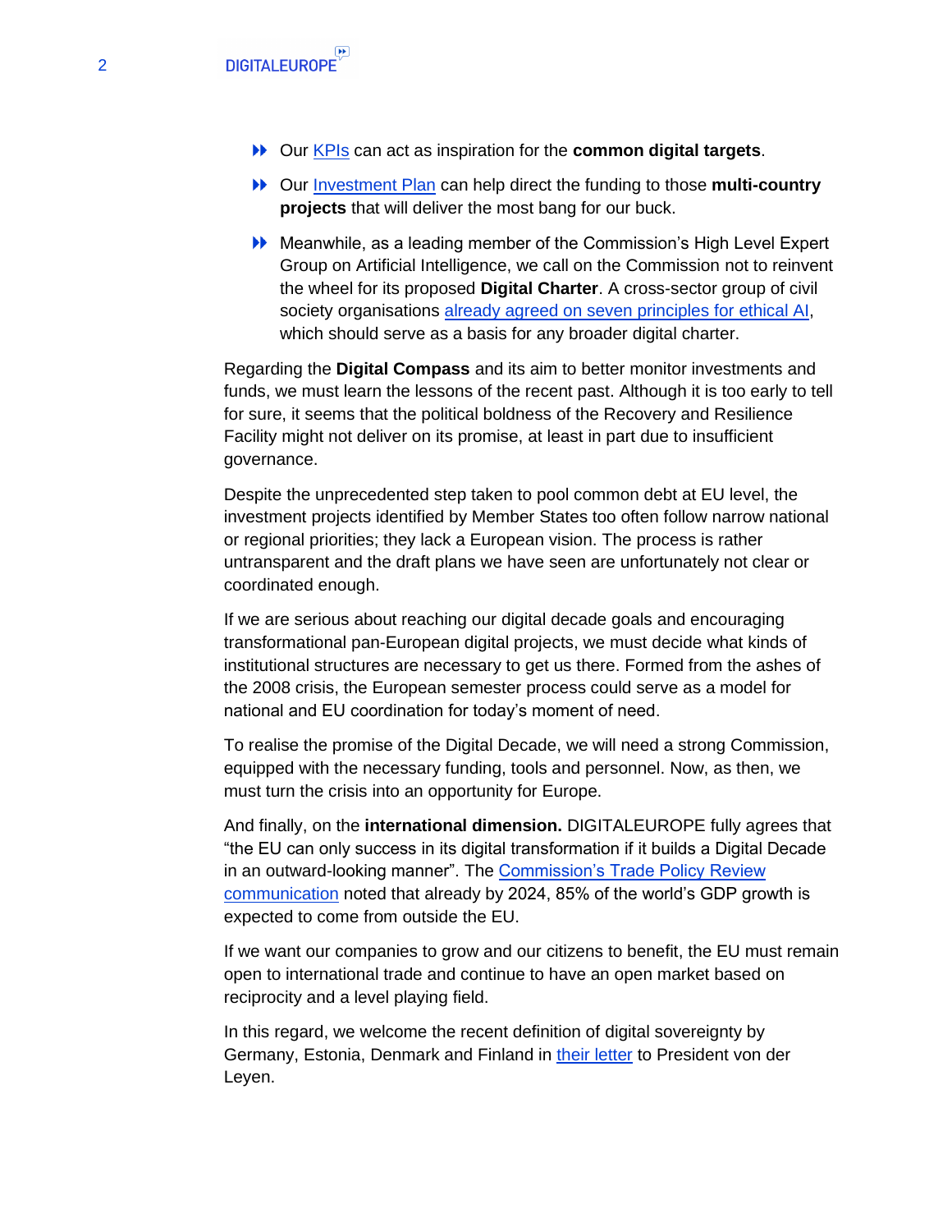- Our KPIs can act as inspiration for the **common digital targets**.
- Our Investment Plan can help direct the funding to those **multi-country projects** that will deliver the most bang for our buck.
- Meanwhile, as a leading member of the Commission's High Level Expert Group on Artificial Intelligence, we call on the Commission not to reinvent the wheel for its proposed **Digital Charter**. A cross-sector group of civil society organisations already agreed on seven principles for ethical AI, which should serve as a basis for any broader digital charter.

Regarding the **Digital Compass** and its aim to better monitor investments and funds, we must learn the lessons of the recent past. Although it is too early to tell for sure, it seems that the political boldness of the Recovery and Resilience Facility might not deliver on its promise, at least in part due to insufficient governance.

Despite the unprecedented step taken to pool common debt at EU level, the investment projects identified by Member States too often follow narrow national or regional priorities; they lack a European vision. The process is rather untransparent and the draft plans we have seen are unfortunately not clear or coordinated enough.

If we are serious about reaching our digital decade goals and encouraging transformational pan-European digital projects, we must decide what kinds of institutional structures are necessary to get us there. Formed from the ashes of the 2008 crisis, the European semester process could serve as a model for national and EU coordination for today's moment of need.

To realise the promise of the Digital Decade, we will need a strong Commission, equipped with the necessary funding, tools and personnel. Now, as then, we must turn the crisis into an opportunity for Europe.

And finally, on the **international dimension.** DIGITALEUROPE fully agrees that "the EU can only success in its digital transformation if it builds a Digital Decade in an outward-looking manner". The Commission's Trade Policy Review communication noted that already by 2024, 85% of the world's GDP growth is expected to come from outside the EU.

If we want our companies to grow and our citizens to benefit, the EU must remain open to international trade and continue to have an open market based on reciprocity and a level playing field.

In this regard, we welcome the recent definition of digital sovereignty by Germany, Estonia, Denmark and Finland in their letter to President von der Leyen.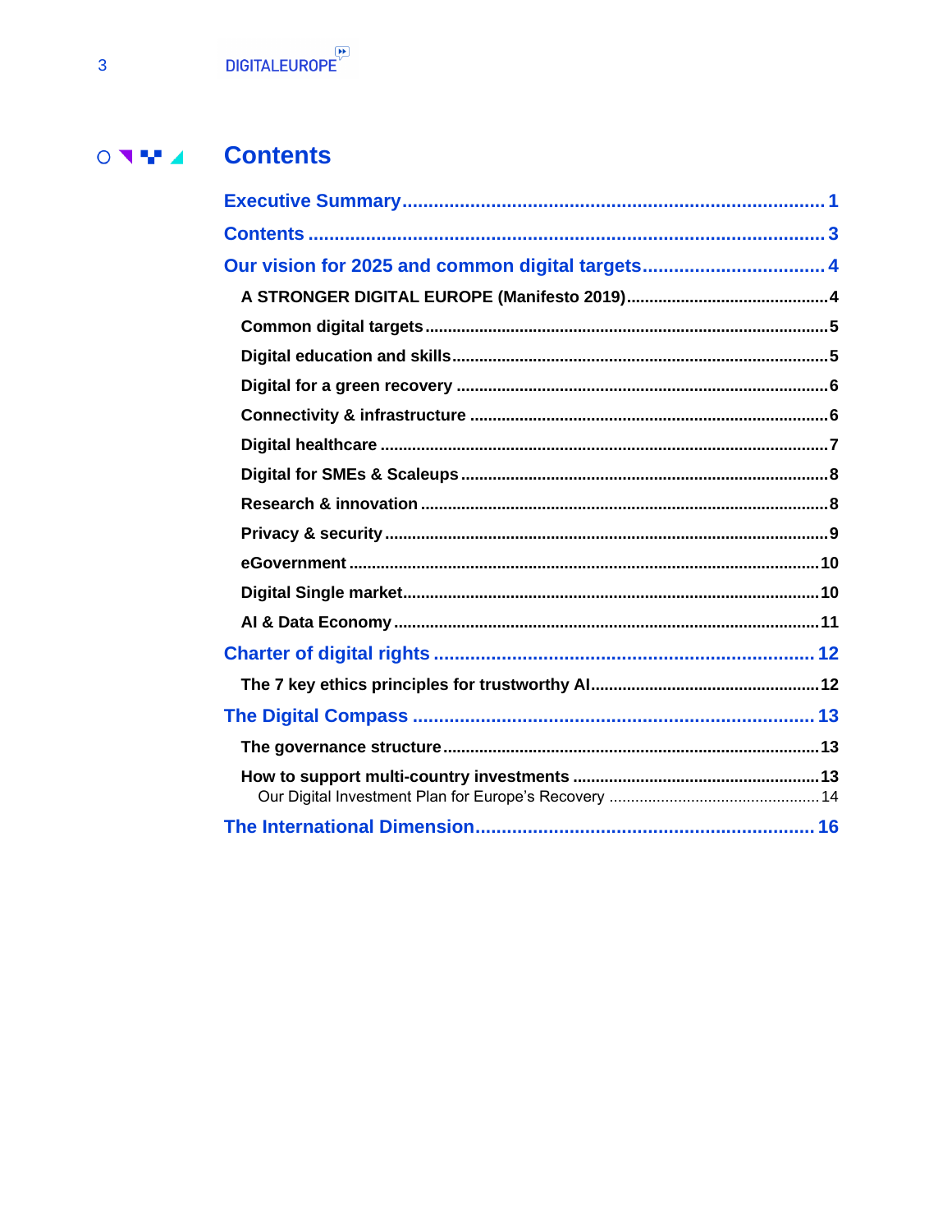# Contents

**Executive Summary** ........................................................................ 1

**Contents** ........................................................................................ 3

**Our vision for 2025 and common digital targets** ................................ 4

- **A STRONGER DIGITAL EUROPE (Manifesto 2019)** ................................ 4
- **Common digital targets** ................................................................ 5
- **Digital education and skills** ........................................................ 5
- **Digital for a green recovery** ........................................................ 6
- **Connectivity & infrastructure** ...................................................... 6
- **Digital healthcare** ........................................................................ 7
- **Digital for SMEs & Scaleups** ........................................................ 8
- **Research & innovation** ................................................................ 8
- **Privacy & security** ........................................................................ 9
- **eGovernment** .............................................................................. 10
- **Digital Single market** .................................................................. 10
- **AI & Data Economy** .................................................................... 11

**Charter of digital rights** .................................................................. 12

- **The 7 key ethics principles for trustworthy AI** ................................ 12

**The Digital Compass** ....................................................................... 13

- **The governance structure** ............................................................ 13
- **How to support multi-country investments** .................................... 13
  - Our Digital Investment Plan for Europe's Recovery ........................ 14

**The International Dimension** ........................................................... 16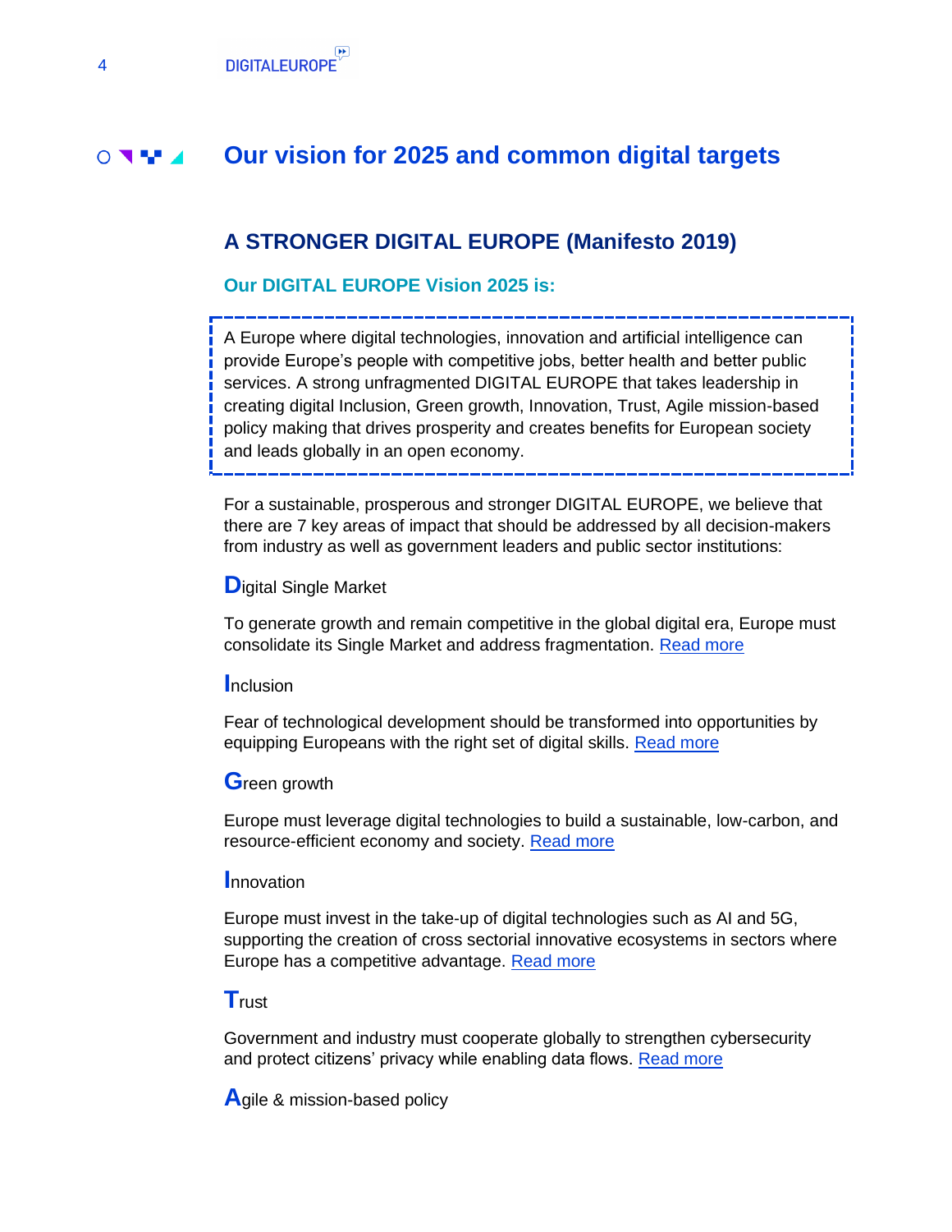# Our vision for 2025 and common digital targets

## A STRONGER DIGITAL EUROPE (Manifesto 2019)

### Our DIGITAL EUROPE Vision 2025 is:

> A Europe where digital technologies, innovation and artificial intelligence can provide Europe's people with competitive jobs, better health and better public services. A strong unfragmented DIGITAL EUROPE that takes leadership in creating digital Inclusion, Green growth, Innovation, Trust, Agile mission-based policy making that drives prosperity and creates benefits for European society and leads globally in an open economy.

For a sustainable, prosperous and stronger DIGITAL EUROPE, we believe that there are 7 key areas of impact that should be addressed by all decision-makers from industry as well as government leaders and public sector institutions:

**D**igital Single Market

To generate growth and remain competitive in the global digital era, Europe must consolidate its Single Market and address fragmentation. Read more

**I**nclusion

Fear of technological development should be transformed into opportunities by equipping Europeans with the right set of digital skills. Read more

**G**reen growth

Europe must leverage digital technologies to build a sustainable, low-carbon, and resource-efficient economy and society. Read more

**I**nnovation

Europe must invest in the take-up of digital technologies such as AI and 5G, supporting the creation of cross sectorial innovative ecosystems in sectors where Europe has a competitive advantage. Read more

**T**rust

Government and industry must cooperate globally to strengthen cybersecurity and protect citizens' privacy while enabling data flows. Read more

**A**gile & mission-based policy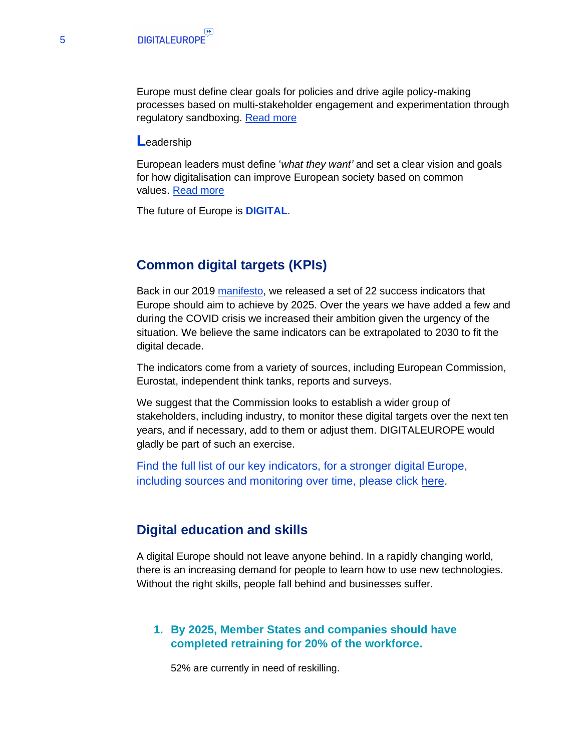Europe must define clear goals for policies and drive agile policy-making processes based on multi-stakeholder engagement and experimentation through regulatory sandboxing. Read more

**L**eadership

European leaders must define '*what they want'* and set a clear vision and goals for how digitalisation can improve European society based on common values. Read more

The future of Europe is **DIGITAL**.

## Common digital targets (KPIs)

Back in our 2019 manifesto, we released a set of 22 success indicators that Europe should aim to achieve by 2025. Over the years we have added a few and during the COVID crisis we increased their ambition given the urgency of the situation. We believe the same indicators can be extrapolated to 2030 to fit the digital decade.

The indicators come from a variety of sources, including European Commission, Eurostat, independent think tanks, reports and surveys.

We suggest that the Commission looks to establish a wider group of stakeholders, including industry, to monitor these digital targets over the next ten years, and if necessary, add to them or adjust them. DIGITALEUROPE would gladly be part of such an exercise.

Find the full list of our key indicators, for a stronger digital Europe, including sources and monitoring over time, please click here.

## Digital education and skills

A digital Europe should not leave anyone behind. In a rapidly changing world, there is an increasing demand for people to learn how to use new technologies. Without the right skills, people fall behind and businesses suffer.

1. **By 2025, Member States and companies should have completed retraining for 20% of the workforce.**

   52% are currently in need of reskilling.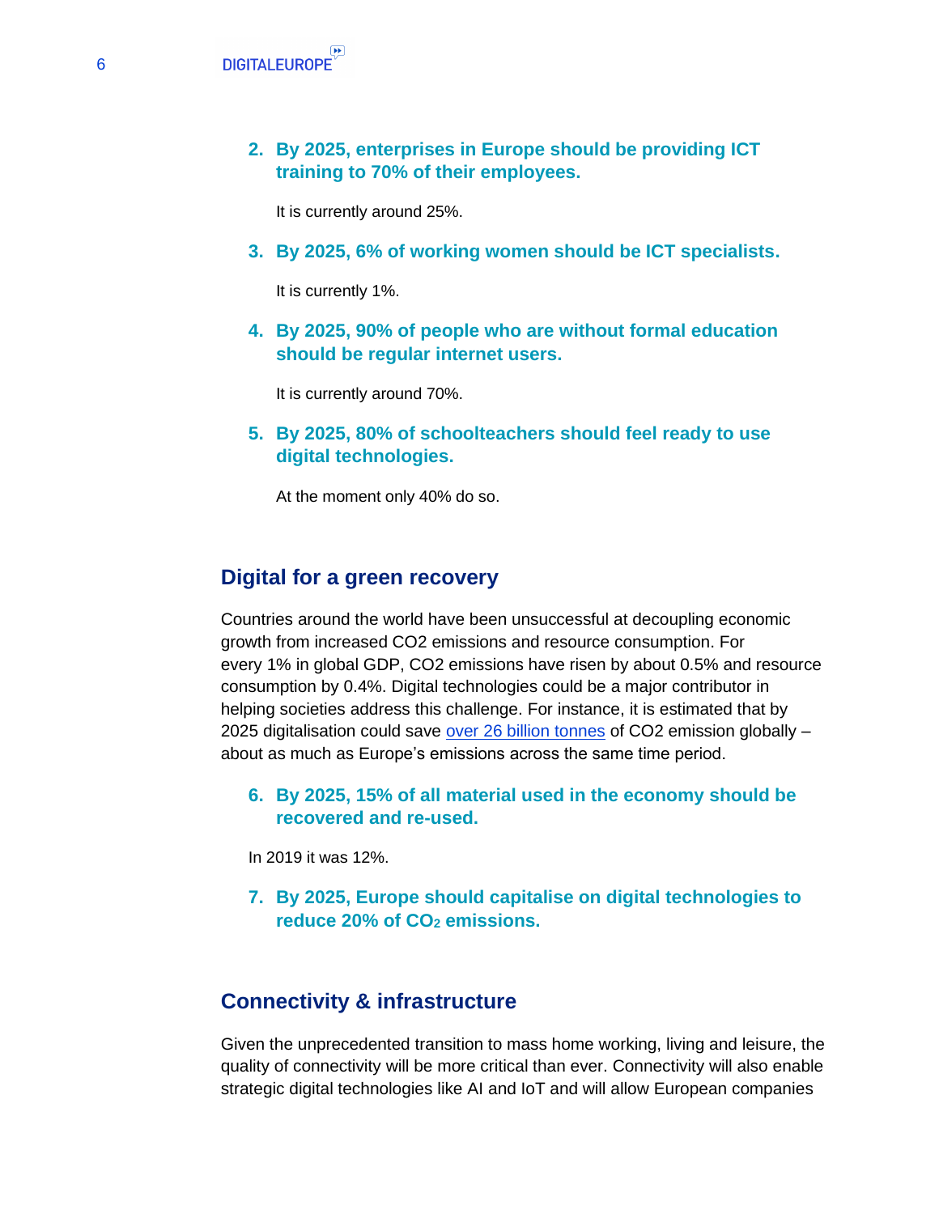2. **By 2025, enterprises in Europe should be providing ICT training to 70% of their employees.**

   It is currently around 25%.

3. **By 2025, 6% of working women should be ICT specialists.**

   It is currently 1%.

4. **By 2025, 90% of people who are without formal education should be regular internet users.**

   It is currently around 70%.

5. **By 2025, 80% of schoolteachers should feel ready to use digital technologies.**

   At the moment only 40% do so.

## Digital for a green recovery

Countries around the world have been unsuccessful at decoupling economic growth from increased CO2 emissions and resource consumption. For every 1% in global GDP, CO2 emissions have risen by about 0.5% and resource consumption by 0.4%. Digital technologies could be a major contributor in helping societies address this challenge. For instance, it is estimated that by 2025 digitalisation could save over 26 billion tonnes of CO2 emission globally – about as much as Europe's emissions across the same time period.

6. **By 2025, 15% of all material used in the economy should be recovered and re-used.**

   In 2019 it was 12%.

7. **By 2025, Europe should capitalise on digital technologies to reduce 20% of $CO_2$ emissions.**

## Connectivity & infrastructure

Given the unprecedented transition to mass home working, living and leisure, the quality of connectivity will be more critical than ever. Connectivity will also enable strategic digital technologies like AI and IoT and will allow European companies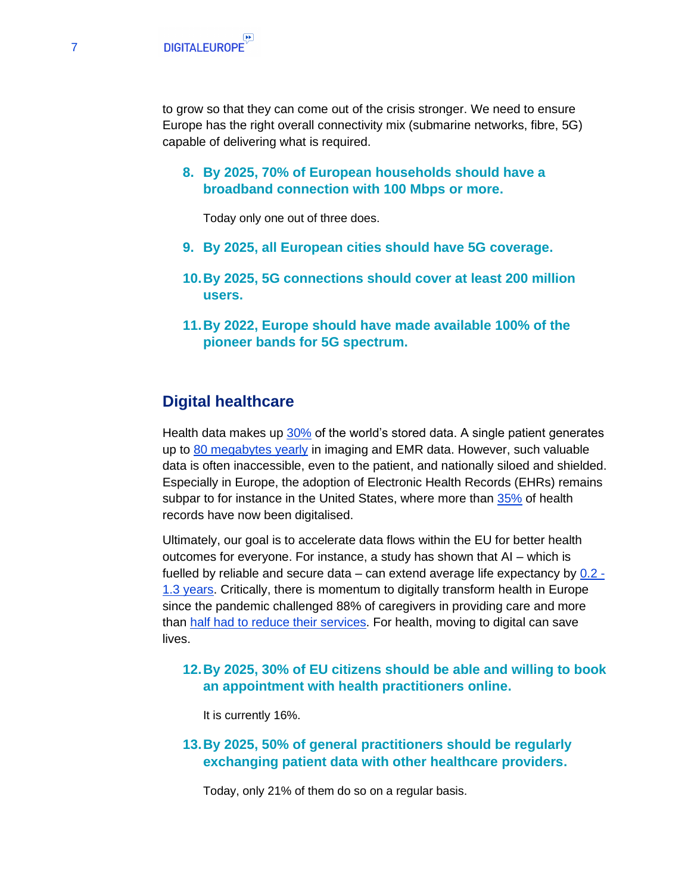to grow so that they can come out of the crisis stronger. We need to ensure Europe has the right overall connectivity mix (submarine networks, fibre, 5G) capable of delivering what is required.

8. **By 2025, 70% of European households should have a broadband connection with 100 Mbps or more.**

   Today only one out of three does.

9. **By 2025, all European cities should have 5G coverage.**

10. **By 2025, 5G connections should cover at least 200 million users.**

11. **By 2022, Europe should have made available 100% of the pioneer bands for 5G spectrum.**

## Digital healthcare

Health data makes up 30% of the world's stored data. A single patient generates up to 80 megabytes yearly in imaging and EMR data. However, such valuable data is often inaccessible, even to the patient, and nationally siloed and shielded. Especially in Europe, the adoption of Electronic Health Records (EHRs) remains subpar to for instance in the United States, where more than 35% of health records have now been digitalised.

Ultimately, our goal is to accelerate data flows within the EU for better health outcomes for everyone. For instance, a study has shown that AI – which is fuelled by reliable and secure data – can extend average life expectancy by 0.2 - 1.3 years. Critically, there is momentum to digitally transform health in Europe since the pandemic challenged 88% of caregivers in providing care and more than half had to reduce their services. For health, moving to digital can save lives.

12. **By 2025, 30% of EU citizens should be able and willing to book an appointment with health practitioners online.**

    It is currently 16%.

13. **By 2025, 50% of general practitioners should be regularly exchanging patient data with other healthcare providers.**

    Today, only 21% of them do so on a regular basis.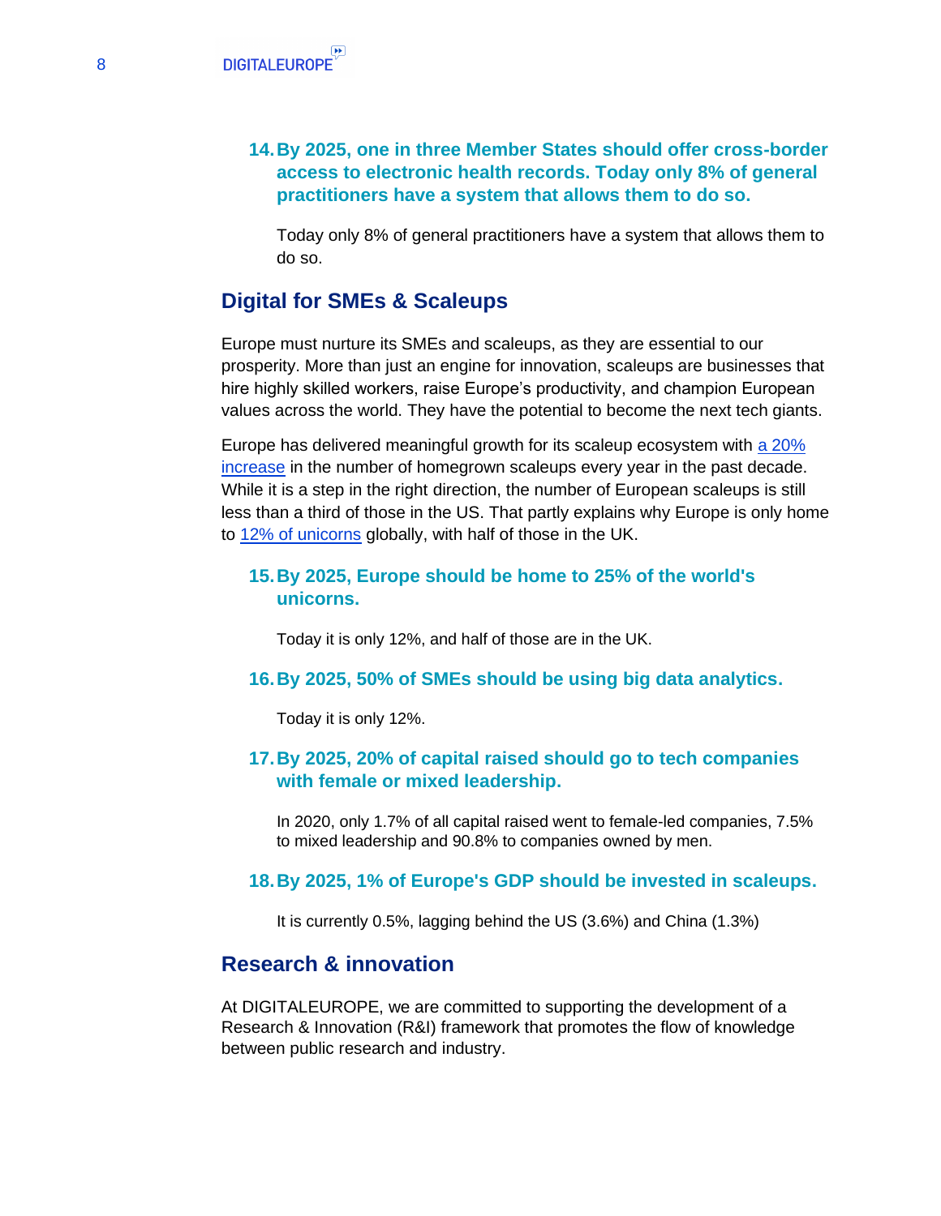14. **By 2025, one in three Member States should offer cross-border access to electronic health records. Today only 8% of general practitioners have a system that allows them to do so.**

    Today only 8% of general practitioners have a system that allows them to do so.

## Digital for SMEs & Scaleups

Europe must nurture its SMEs and scaleups, as they are essential to our prosperity. More than just an engine for innovation, scaleups are businesses that hire highly skilled workers, raise Europe's productivity, and champion European values across the world. They have the potential to become the next tech giants.

Europe has delivered meaningful growth for its scaleup ecosystem with a 20% increase in the number of homegrown scaleups every year in the past decade. While it is a step in the right direction, the number of European scaleups is still less than a third of those in the US. That partly explains why Europe is only home to 12% of unicorns globally, with half of those in the UK.

15. **By 2025, Europe should be home to 25% of the world's unicorns.**

    Today it is only 12%, and half of those are in the UK.

16. **By 2025, 50% of SMEs should be using big data analytics.**

    Today it is only 12%.

17. **By 2025, 20% of capital raised should go to tech companies with female or mixed leadership.**

    In 2020, only 1.7% of all capital raised went to female-led companies, 7.5% to mixed leadership and 90.8% to companies owned by men.

18. **By 2025, 1% of Europe's GDP should be invested in scaleups.**

    It is currently 0.5%, lagging behind the US (3.6%) and China (1.3%)

## Research & innovation

At DIGITALEUROPE, we are committed to supporting the development of a Research & Innovation (R&I) framework that promotes the flow of knowledge between public research and industry.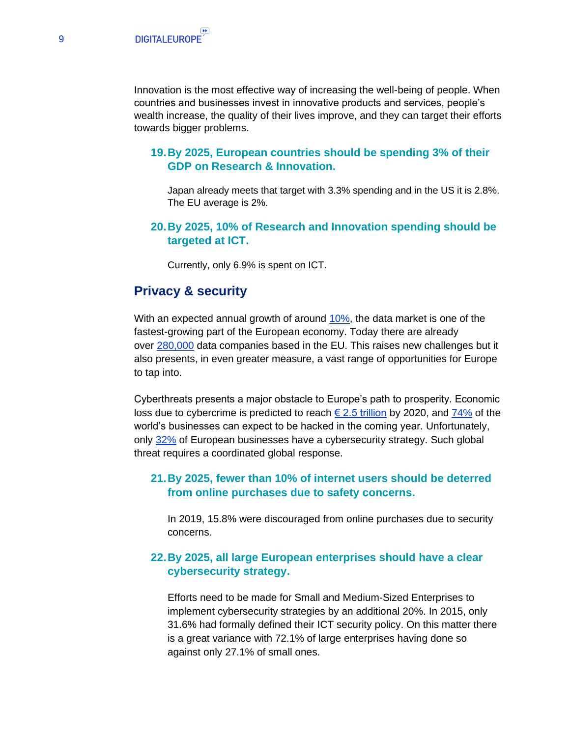Innovation is the most effective way of increasing the well-being of people. When countries and businesses invest in innovative products and services, people's wealth increase, the quality of their lives improve, and they can target their efforts towards bigger problems.

### 19. By 2025, European countries should be spending 3% of their GDP on Research & Innovation.

Japan already meets that target with 3.3% spending and in the US it is 2.8%. The EU average is 2%.

### 20. By 2025, 10% of Research and Innovation spending should be targeted at ICT.

Currently, only 6.9% is spent on ICT.

## Privacy & security

With an expected annual growth of around 10%, the data market is one of the fastest-growing part of the European economy. Today there are already over 280,000 data companies based in the EU. This raises new challenges but it also presents, in even greater measure, a vast range of opportunities for Europe to tap into.

Cyberthreats presents a major obstacle to Europe's path to prosperity. Economic loss due to cybercrime is predicted to reach € 2.5 trillion by 2020, and 74% of the world's businesses can expect to be hacked in the coming year. Unfortunately, only 32% of European businesses have a cybersecurity strategy. Such global threat requires a coordinated global response.

### 21. By 2025, fewer than 10% of internet users should be deterred from online purchases due to safety concerns.

In 2019, 15.8% were discouraged from online purchases due to security concerns.

### 22. By 2025, all large European enterprises should have a clear cybersecurity strategy.

Efforts need to be made for Small and Medium-Sized Enterprises to implement cybersecurity strategies by an additional 20%. In 2015, only 31.6% had formally defined their ICT security policy. On this matter there is a great variance with 72.1% of large enterprises having done so against only 27.1% of small ones.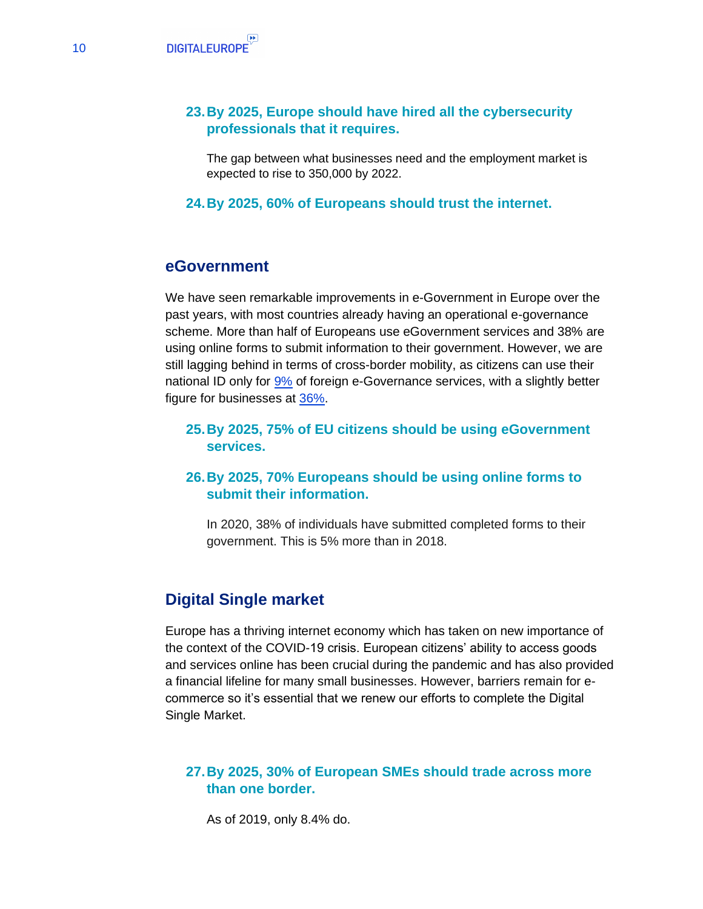### 23. By 2025, Europe should have hired all the cybersecurity professionals that it requires.

The gap between what businesses need and the employment market is expected to rise to 350,000 by 2022.

### 24. By 2025, 60% of Europeans should trust the internet.

## eGovernment

We have seen remarkable improvements in e-Government in Europe over the past years, with most countries already having an operational e-governance scheme. More than half of Europeans use eGovernment services and 38% are using online forms to submit information to their government. However, we are still lagging behind in terms of cross-border mobility, as citizens can use their national ID only for 9% of foreign e-Governance services, with a slightly better figure for businesses at 36%.

### 25. By 2025, 75% of EU citizens should be using eGovernment services.

### 26. By 2025, 70% Europeans should be using online forms to submit their information.

In 2020, 38% of individuals have submitted completed forms to their government. This is 5% more than in 2018.

## Digital Single market

Europe has a thriving internet economy which has taken on new importance of the context of the COVID-19 crisis. European citizens' ability to access goods and services online has been crucial during the pandemic and has also provided a financial lifeline for many small businesses. However, barriers remain for e-commerce so it's essential that we renew our efforts to complete the Digital Single Market.

### 27. By 2025, 30% of European SMEs should trade across more than one border.

As of 2019, only 8.4% do.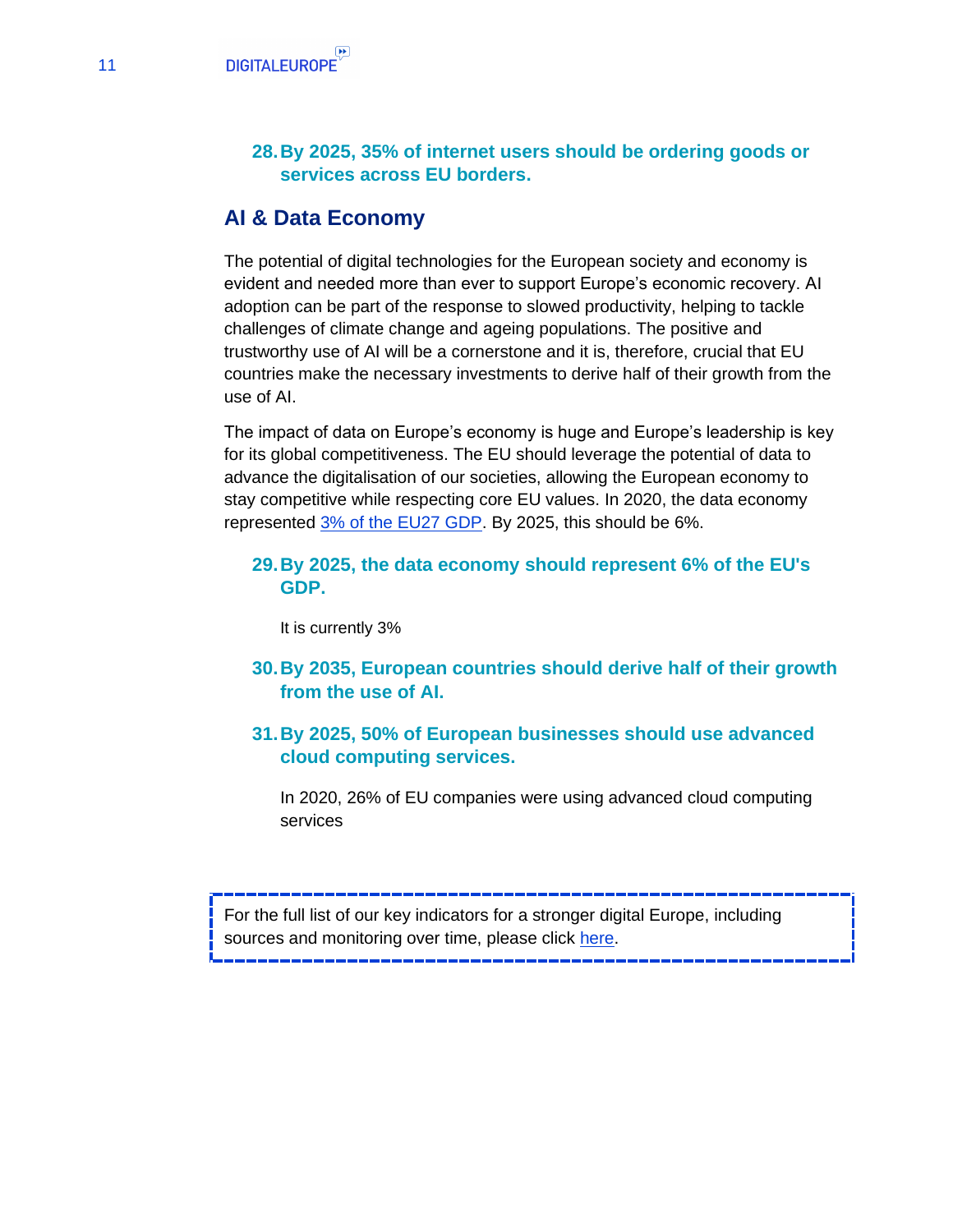28. **By 2025, 35% of internet users should be ordering goods or services across EU borders.**

## AI & Data Economy

The potential of digital technologies for the European society and economy is evident and needed more than ever to support Europe's economic recovery. AI adoption can be part of the response to slowed productivity, helping to tackle challenges of climate change and ageing populations. The positive and trustworthy use of AI will be a cornerstone and it is, therefore, crucial that EU countries make the necessary investments to derive half of their growth from the use of AI.

The impact of data on Europe's economy is huge and Europe's leadership is key for its global competitiveness. The EU should leverage the potential of data to advance the digitalisation of our societies, allowing the European economy to stay competitive while respecting core EU values. In 2020, the data economy represented 3% of the EU27 GDP. By 2025, this should be 6%.

29. **By 2025, the data economy should represent 6% of the EU's GDP.**

    It is currently 3%

30. **By 2035, European countries should derive half of their growth from the use of AI.**

31. **By 2025, 50% of European businesses should use advanced cloud computing services.**

    In 2020, 26% of EU companies were using advanced cloud computing services

For the full list of our key indicators for a stronger digital Europe, including sources and monitoring over time, please click here.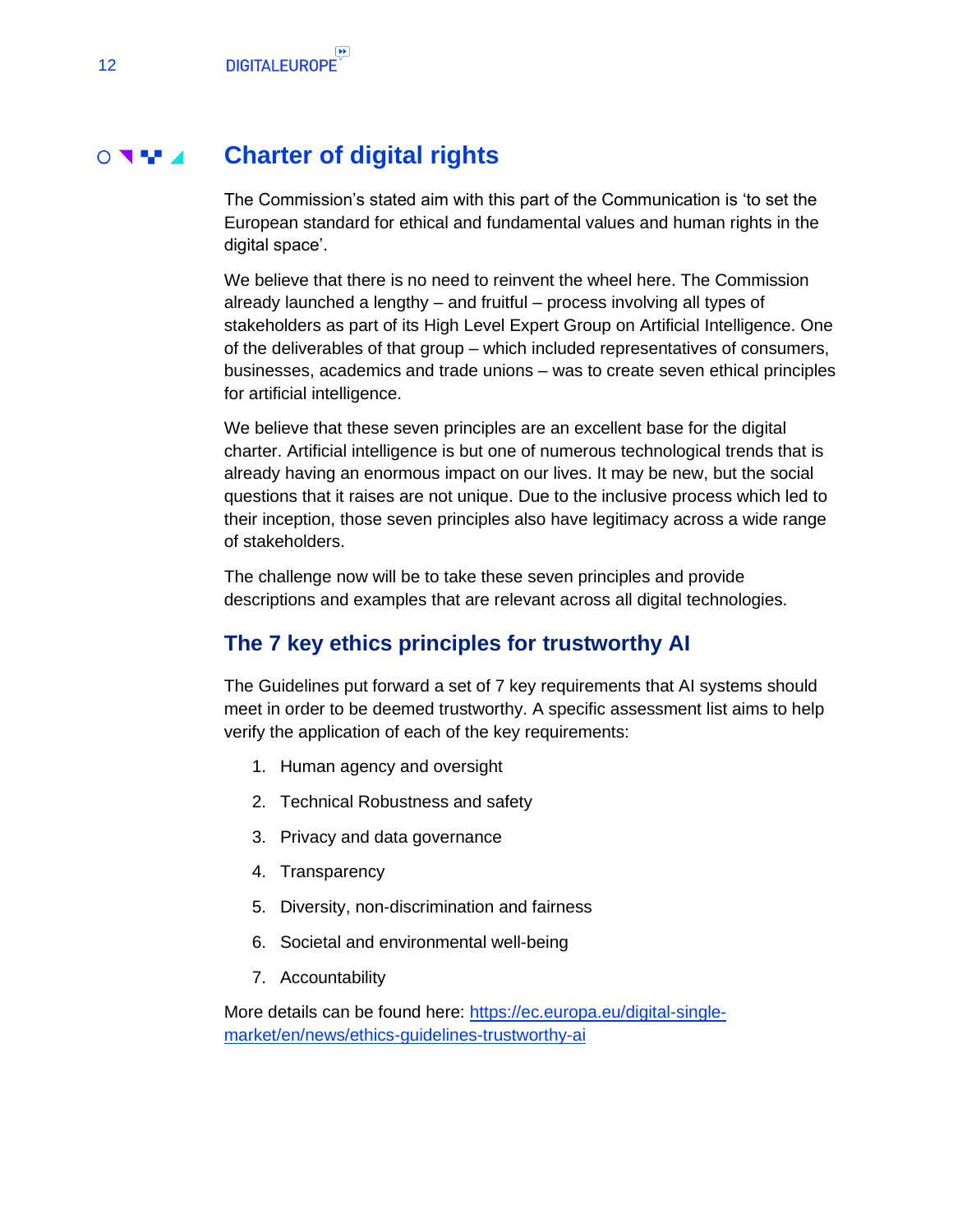# Charter of digital rights

The Commission's stated aim with this part of the Communication is 'to set the European standard for ethical and fundamental values and human rights in the digital space'.

We believe that there is no need to reinvent the wheel here. The Commission already launched a lengthy – and fruitful – process involving all types of stakeholders as part of its High Level Expert Group on Artificial Intelligence. One of the deliverables of that group – which included representatives of consumers, businesses, academics and trade unions – was to create seven ethical principles for artificial intelligence.

We believe that these seven principles are an excellent base for the digital charter. Artificial intelligence is but one of numerous technological trends that is already having an enormous impact on our lives. It may be new, but the social questions that it raises are not unique. Due to the inclusive process which led to their inception, those seven principles also have legitimacy across a wide range of stakeholders.

The challenge now will be to take these seven principles and provide descriptions and examples that are relevant across all digital technologies.

## The 7 key ethics principles for trustworthy AI

The Guidelines put forward a set of 7 key requirements that AI systems should meet in order to be deemed trustworthy. A specific assessment list aims to help verify the application of each of the key requirements:

1. Human agency and oversight
2. Technical Robustness and safety
3. Privacy and data governance
4. Transparency
5. Diversity, non-discrimination and fairness
6. Societal and environmental well-being
7. Accountability

More details can be found here: [https://ec.europa.eu/digital-single-market/en/news/ethics-guidelines-trustworthy-ai](https://ec.europa.eu/digital-single-market/en/news/ethics-guidelines-trustworthy-ai)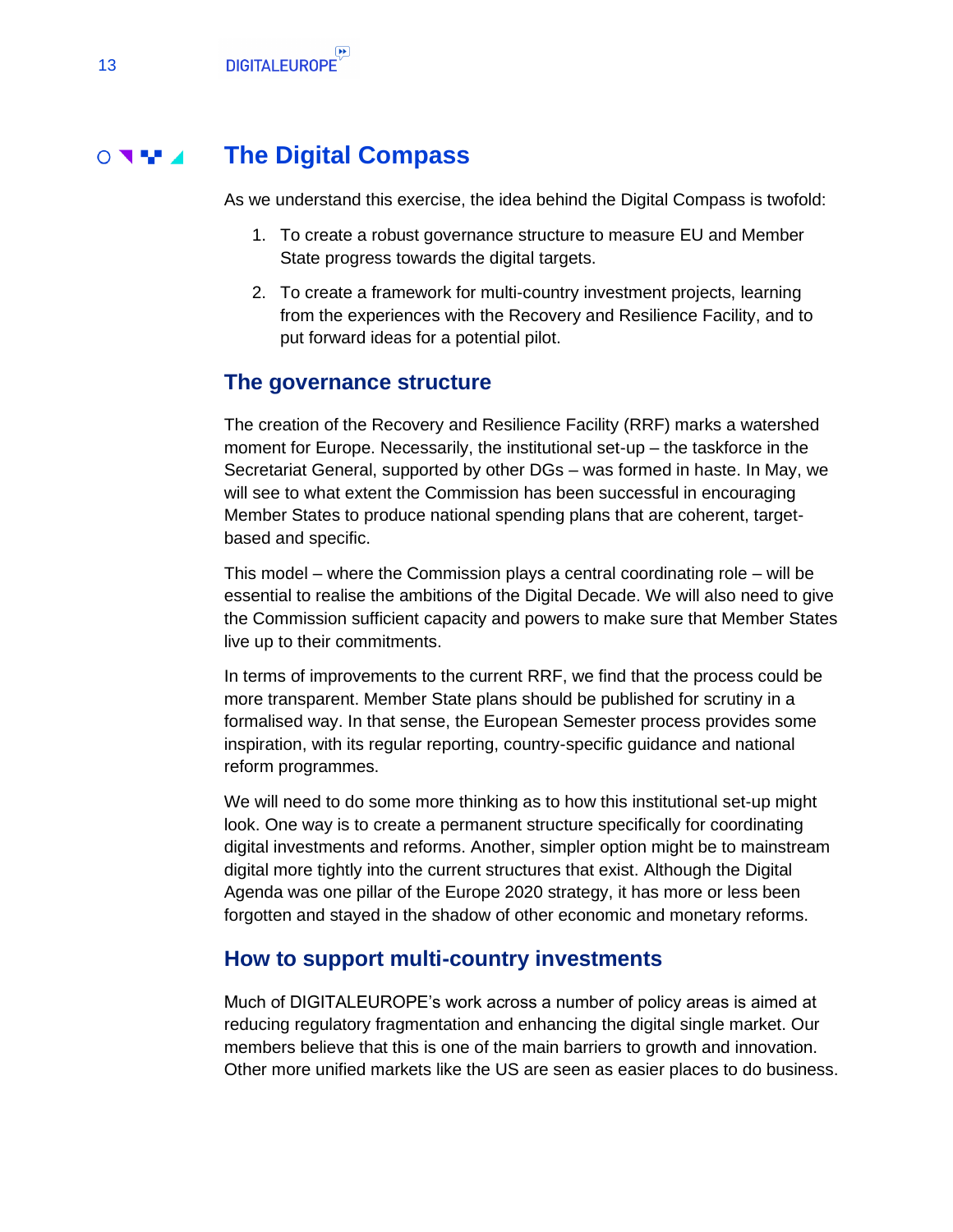## The Digital Compass

As we understand this exercise, the idea behind the Digital Compass is twofold:

1. To create a robust governance structure to measure EU and Member State progress towards the digital targets.
2. To create a framework for multi-country investment projects, learning from the experiences with the Recovery and Resilience Facility, and to put forward ideas for a potential pilot.

### The governance structure

The creation of the Recovery and Resilience Facility (RRF) marks a watershed moment for Europe. Necessarily, the institutional set-up – the taskforce in the Secretariat General, supported by other DGs – was formed in haste. In May, we will see to what extent the Commission has been successful in encouraging Member States to produce national spending plans that are coherent, target-based and specific.

This model – where the Commission plays a central coordinating role – will be essential to realise the ambitions of the Digital Decade. We will also need to give the Commission sufficient capacity and powers to make sure that Member States live up to their commitments.

In terms of improvements to the current RRF, we find that the process could be more transparent. Member State plans should be published for scrutiny in a formalised way. In that sense, the European Semester process provides some inspiration, with its regular reporting, country-specific guidance and national reform programmes.

We will need to do some more thinking as to how this institutional set-up might look. One way is to create a permanent structure specifically for coordinating digital investments and reforms. Another, simpler option might be to mainstream digital more tightly into the current structures that exist. Although the Digital Agenda was one pillar of the Europe 2020 strategy, it has more or less been forgotten and stayed in the shadow of other economic and monetary reforms.

### How to support multi-country investments

Much of DIGITALEUROPE's work across a number of policy areas is aimed at reducing regulatory fragmentation and enhancing the digital single market. Our members believe that this is one of the main barriers to growth and innovation. Other more unified markets like the US are seen as easier places to do business.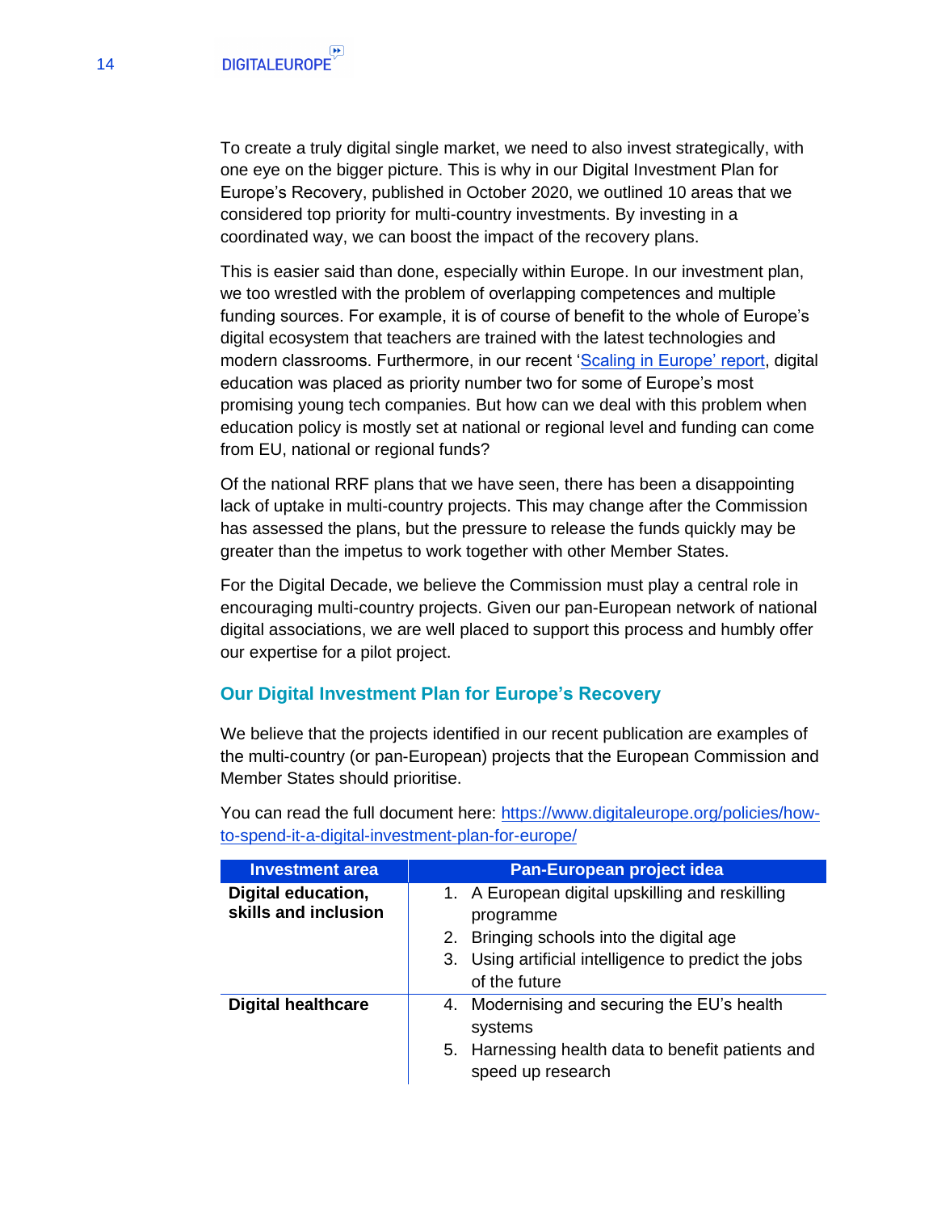To create a truly digital single market, we need to also invest strategically, with one eye on the bigger picture. This is why in our Digital Investment Plan for Europe's Recovery, published in October 2020, we outlined 10 areas that we considered top priority for multi-country investments. By investing in a coordinated way, we can boost the impact of the recovery plans.

This is easier said than done, especially within Europe. In our investment plan, we too wrestled with the problem of overlapping competences and multiple funding sources. For example, it is of course of benefit to the whole of Europe's digital ecosystem that teachers are trained with the latest technologies and modern classrooms. Furthermore, in our recent '[Scaling in Europe' report](), digital education was placed as priority number two for some of Europe's most promising young tech companies. But how can we deal with this problem when education policy is mostly set at national or regional level and funding can come from EU, national or regional funds?

Of the national RRF plans that we have seen, there has been a disappointing lack of uptake in multi-country projects. This may change after the Commission has assessed the plans, but the pressure to release the funds quickly may be greater than the impetus to work together with other Member States.

For the Digital Decade, we believe the Commission must play a central role in encouraging multi-country projects. Given our pan-European network of national digital associations, we are well placed to support this process and humbly offer our expertise for a pilot project.

## Our Digital Investment Plan for Europe's Recovery

We believe that the projects identified in our recent publication are examples of the multi-country (or pan-European) projects that the European Commission and Member States should prioritise.

You can read the full document here: [https://www.digitaleurope.org/policies/how-to-spend-it-a-digital-investment-plan-for-europe/](https://www.digitaleurope.org/policies/how-to-spend-it-a-digital-investment-plan-for-europe/)

| Investment area | Pan-European project idea |
| --- | --- |
| **Digital education, skills and inclusion** | 1. A European digital upskilling and reskilling programme<br>2. Bringing schools into the digital age<br>3. Using artificial intelligence to predict the jobs of the future |
| **Digital healthcare** | 4. Modernising and securing the EU's health systems<br>5. Harnessing health data to benefit patients and speed up research |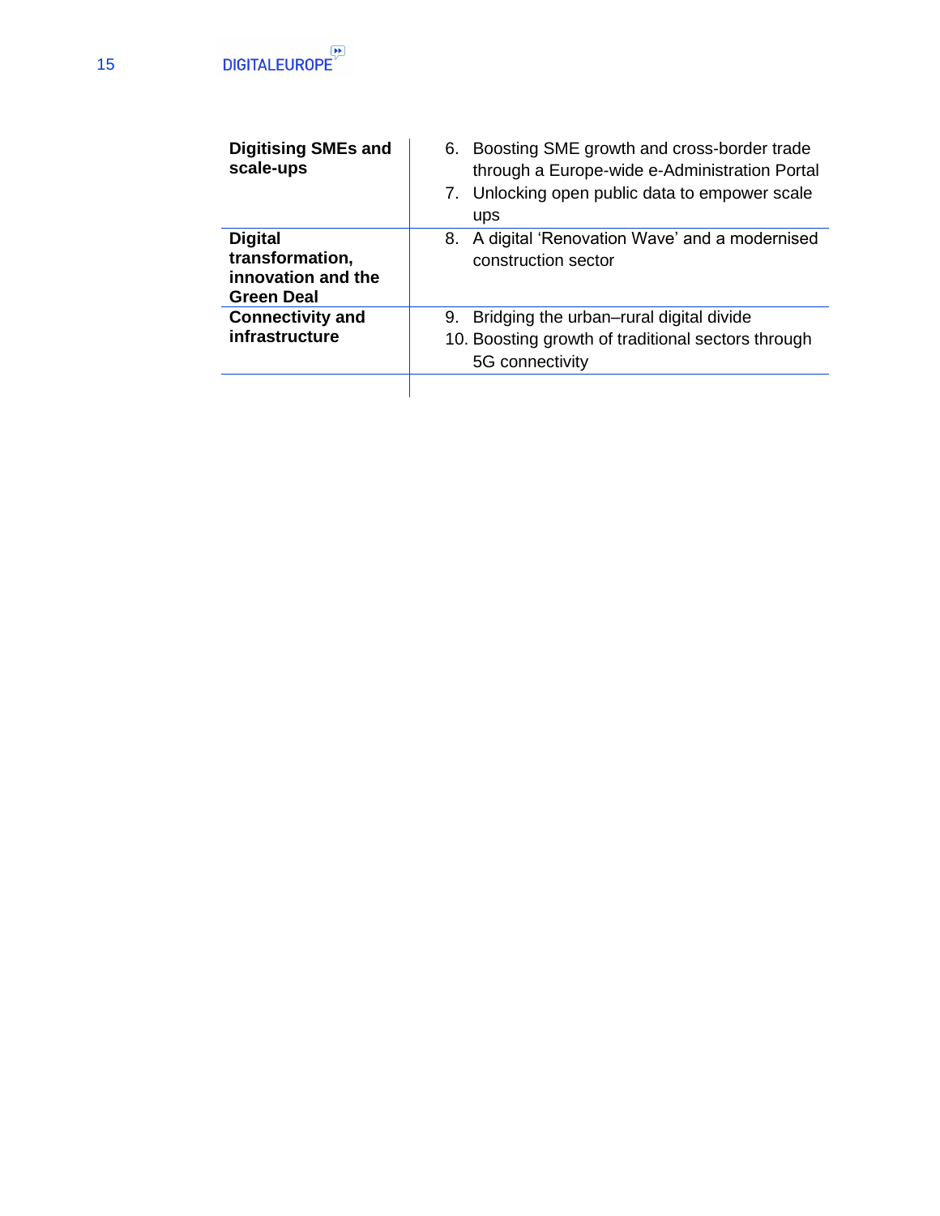| | |
|---|---|
| **Digitising SMEs and scale-ups** | 6. Boosting SME growth and cross-border trade through a Europe-wide e-Administration Portal<br>7. Unlocking open public data to empower scale ups |
| **Digital transformation, innovation and the Green Deal** | 8. A digital 'Renovation Wave' and a modernised construction sector |
| **Connectivity and infrastructure** | 9. Bridging the urban–rural digital divide<br>10. Boosting growth of traditional sectors through 5G connectivity |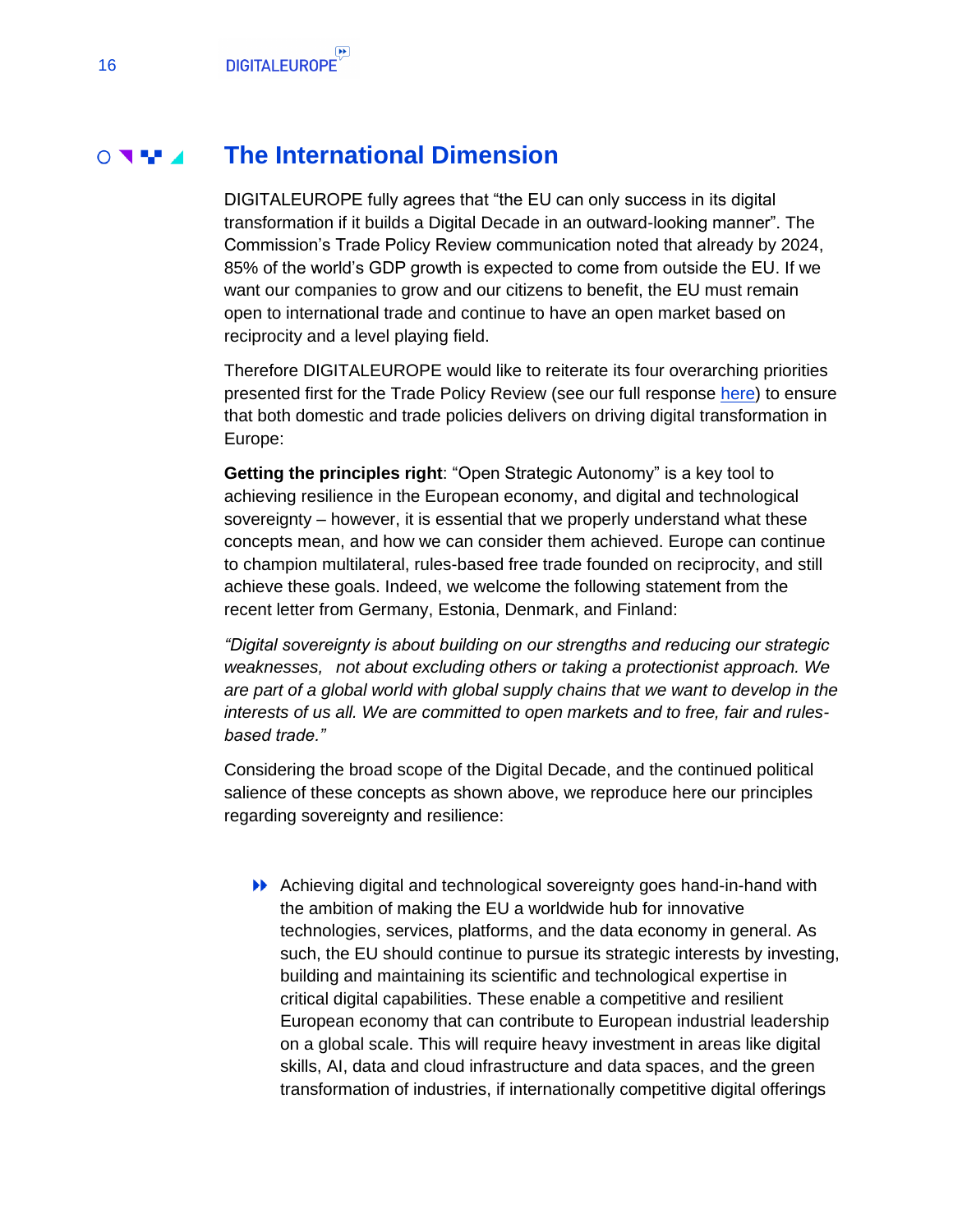## The International Dimension

DIGITALEUROPE fully agrees that "the EU can only success in its digital transformation if it builds a Digital Decade in an outward-looking manner". The Commission's Trade Policy Review communication noted that already by 2024, 85% of the world's GDP growth is expected to come from outside the EU. If we want our companies to grow and our citizens to benefit, the EU must remain open to international trade and continue to have an open market based on reciprocity and a level playing field.

Therefore DIGITALEUROPE would like to reiterate its four overarching priorities presented first for the Trade Policy Review (see our full response here) to ensure that both domestic and trade policies delivers on driving digital transformation in Europe:

**Getting the principles right**: "Open Strategic Autonomy" is a key tool to achieving resilience in the European economy, and digital and technological sovereignty – however, it is essential that we properly understand what these concepts mean, and how we can consider them achieved. Europe can continue to champion multilateral, rules-based free trade founded on reciprocity, and still achieve these goals. Indeed, we welcome the following statement from the recent letter from Germany, Estonia, Denmark, and Finland:

*"Digital sovereignty is about building on our strengths and reducing our strategic weaknesses, not about excluding others or taking a protectionist approach. We are part of a global world with global supply chains that we want to develop in the interests of us all. We are committed to open markets and to free, fair and rules-based trade."*

Considering the broad scope of the Digital Decade, and the continued political salience of these concepts as shown above, we reproduce here our principles regarding sovereignty and resilience:

- Achieving digital and technological sovereignty goes hand-in-hand with the ambition of making the EU a worldwide hub for innovative technologies, services, platforms, and the data economy in general. As such, the EU should continue to pursue its strategic interests by investing, building and maintaining its scientific and technological expertise in critical digital capabilities. These enable a competitive and resilient European economy that can contribute to European industrial leadership on a global scale. This will require heavy investment in areas like digital skills, AI, data and cloud infrastructure and data spaces, and the green transformation of industries, if internationally competitive digital offerings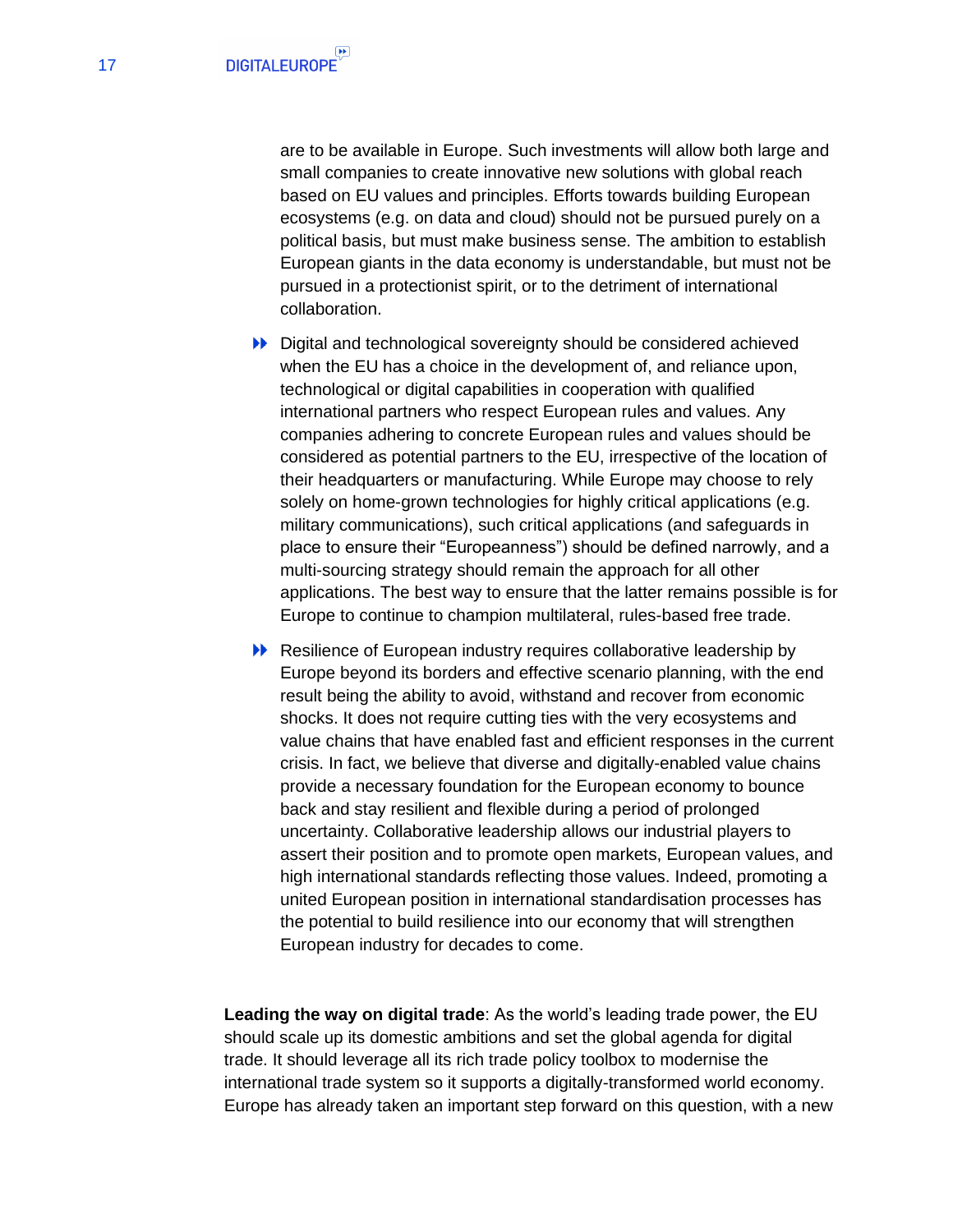are to be available in Europe. Such investments will allow both large and small companies to create innovative new solutions with global reach based on EU values and principles. Efforts towards building European ecosystems (e.g. on data and cloud) should not be pursued purely on a political basis, but must make business sense. The ambition to establish European giants in the data economy is understandable, but must not be pursued in a protectionist spirit, or to the detriment of international collaboration.

- Digital and technological sovereignty should be considered achieved when the EU has a choice in the development of, and reliance upon, technological or digital capabilities in cooperation with qualified international partners who respect European rules and values. Any companies adhering to concrete European rules and values should be considered as potential partners to the EU, irrespective of the location of their headquarters or manufacturing. While Europe may choose to rely solely on home-grown technologies for highly critical applications (e.g. military communications), such critical applications (and safeguards in place to ensure their "Europeanness") should be defined narrowly, and a multi-sourcing strategy should remain the approach for all other applications. The best way to ensure that the latter remains possible is for Europe to continue to champion multilateral, rules-based free trade.

- Resilience of European industry requires collaborative leadership by Europe beyond its borders and effective scenario planning, with the end result being the ability to avoid, withstand and recover from economic shocks. It does not require cutting ties with the very ecosystems and value chains that have enabled fast and efficient responses in the current crisis. In fact, we believe that diverse and digitally-enabled value chains provide a necessary foundation for the European economy to bounce back and stay resilient and flexible during a period of prolonged uncertainty. Collaborative leadership allows our industrial players to assert their position and to promote open markets, European values, and high international standards reflecting those values. Indeed, promoting a united European position in international standardisation processes has the potential to build resilience into our economy that will strengthen European industry for decades to come.

**Leading the way on digital trade**: As the world's leading trade power, the EU should scale up its domestic ambitions and set the global agenda for digital trade. It should leverage all its rich trade policy toolbox to modernise the international trade system so it supports a digitally-transformed world economy. Europe has already taken an important step forward on this question, with a new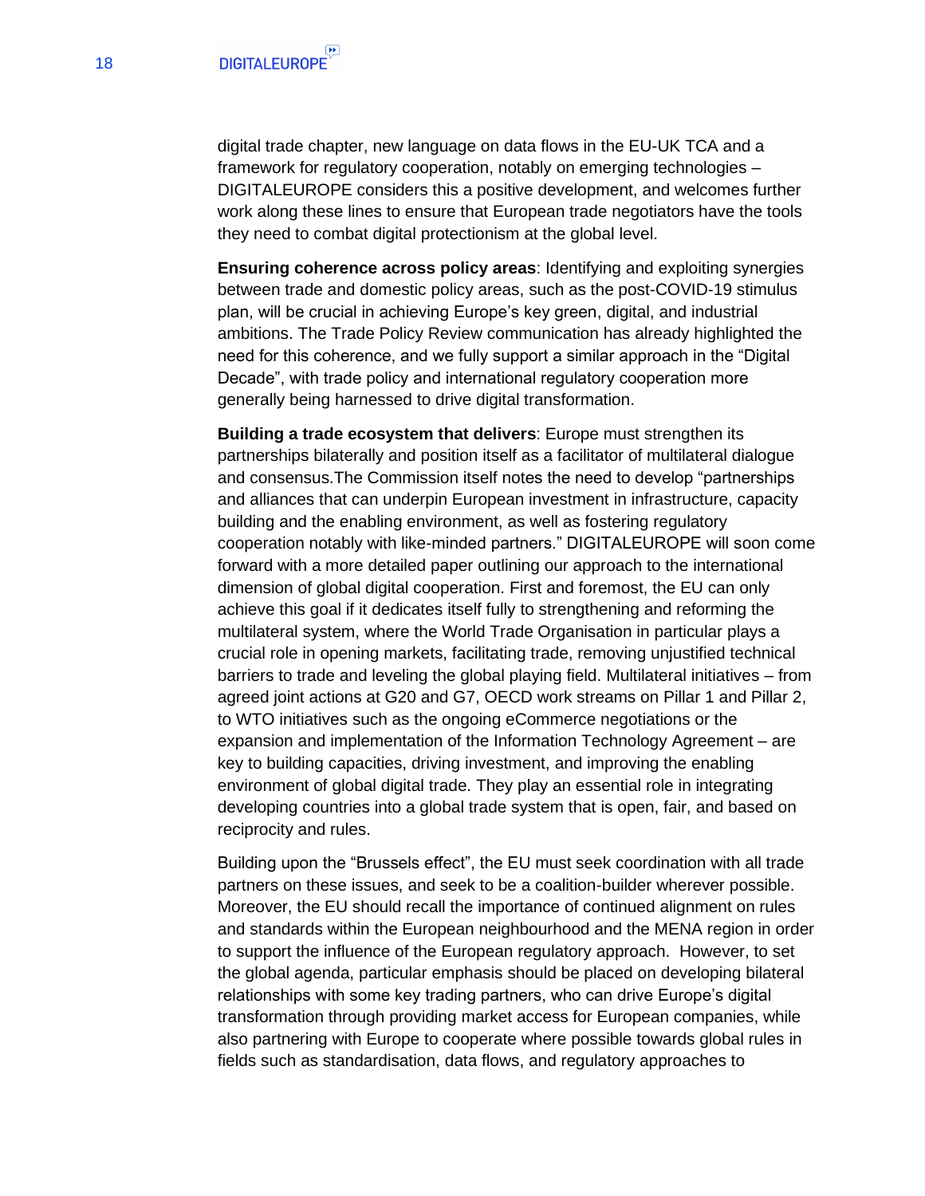digital trade chapter, new language on data flows in the EU-UK TCA and a framework for regulatory cooperation, notably on emerging technologies – DIGITALEUROPE considers this a positive development, and welcomes further work along these lines to ensure that European trade negotiators have the tools they need to combat digital protectionism at the global level.

**Ensuring coherence across policy areas**: Identifying and exploiting synergies between trade and domestic policy areas, such as the post-COVID-19 stimulus plan, will be crucial in achieving Europe's key green, digital, and industrial ambitions. The Trade Policy Review communication has already highlighted the need for this coherence, and we fully support a similar approach in the "Digital Decade", with trade policy and international regulatory cooperation more generally being harnessed to drive digital transformation.

**Building a trade ecosystem that delivers**: Europe must strengthen its partnerships bilaterally and position itself as a facilitator of multilateral dialogue and consensus.The Commission itself notes the need to develop "partnerships and alliances that can underpin European investment in infrastructure, capacity building and the enabling environment, as well as fostering regulatory cooperation notably with like-minded partners." DIGITALEUROPE will soon come forward with a more detailed paper outlining our approach to the international dimension of global digital cooperation. First and foremost, the EU can only achieve this goal if it dedicates itself fully to strengthening and reforming the multilateral system, where the World Trade Organisation in particular plays a crucial role in opening markets, facilitating trade, removing unjustified technical barriers to trade and leveling the global playing field. Multilateral initiatives – from agreed joint actions at G20 and G7, OECD work streams on Pillar 1 and Pillar 2, to WTO initiatives such as the ongoing eCommerce negotiations or the expansion and implementation of the Information Technology Agreement – are key to building capacities, driving investment, and improving the enabling environment of global digital trade. They play an essential role in integrating developing countries into a global trade system that is open, fair, and based on reciprocity and rules.

Building upon the "Brussels effect", the EU must seek coordination with all trade partners on these issues, and seek to be a coalition-builder wherever possible. Moreover, the EU should recall the importance of continued alignment on rules and standards within the European neighbourhood and the MENA region in order to support the influence of the European regulatory approach. However, to set the global agenda, particular emphasis should be placed on developing bilateral relationships with some key trading partners, who can drive Europe's digital transformation through providing market access for European companies, while also partnering with Europe to cooperate where possible towards global rules in fields such as standardisation, data flows, and regulatory approaches to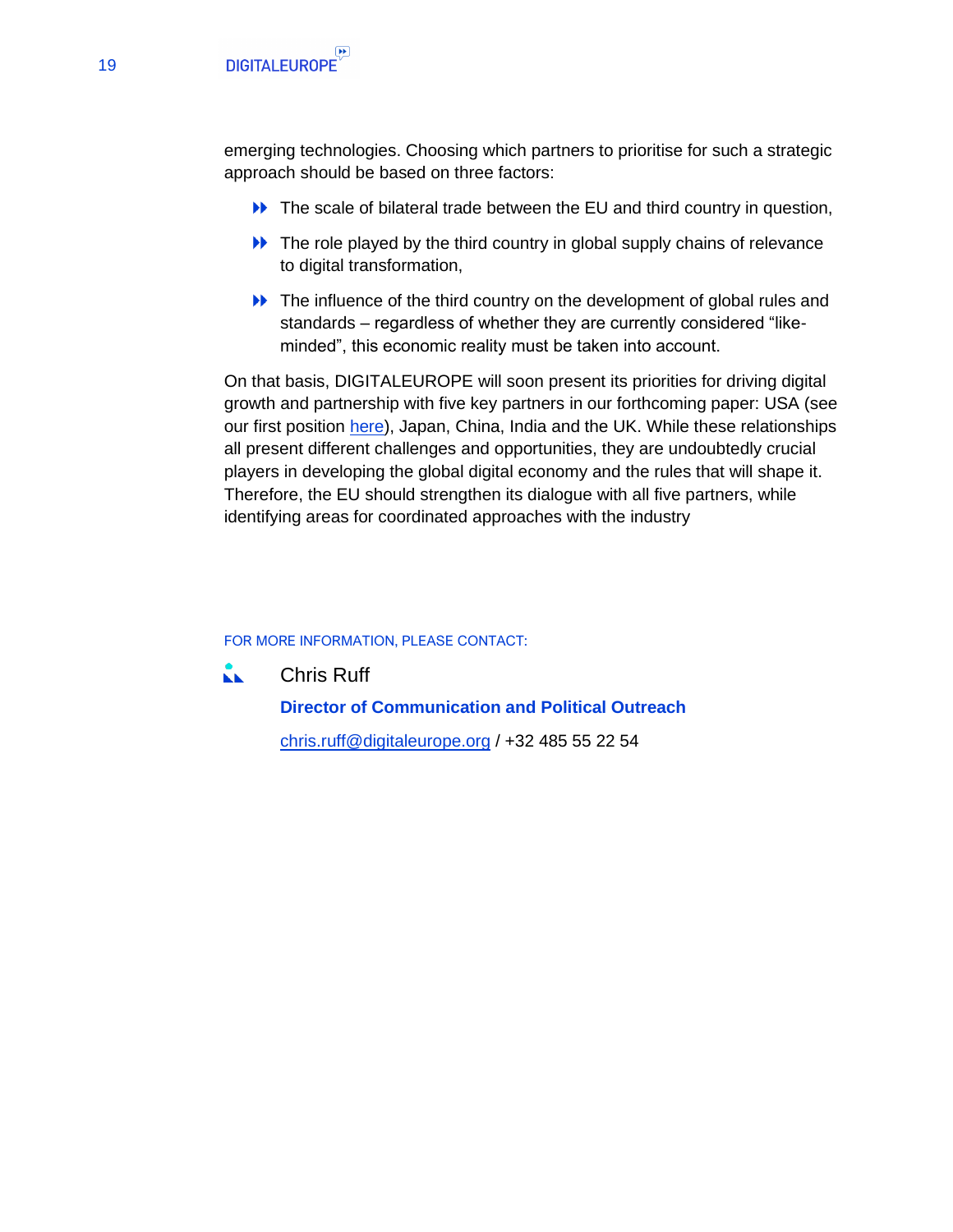emerging technologies. Choosing which partners to prioritise for such a strategic approach should be based on three factors:

- The scale of bilateral trade between the EU and third country in question,
- The role played by the third country in global supply chains of relevance to digital transformation,
- The influence of the third country on the development of global rules and standards – regardless of whether they are currently considered "like-minded", this economic reality must be taken into account.

On that basis, DIGITALEUROPE will soon present its priorities for driving digital growth and partnership with five key partners in our forthcoming paper: USA (see our first position here), Japan, China, India and the UK. While these relationships all present different challenges and opportunities, they are undoubtedly crucial players in developing the global digital economy and the rules that will shape it. Therefore, the EU should strengthen its dialogue with all five partners, while identifying areas for coordinated approaches with the industry

FOR MORE INFORMATION, PLEASE CONTACT:

Chris Ruff

**Director of Communication and Political Outreach**

chris.ruff@digitaleurope.org / +32 485 55 22 54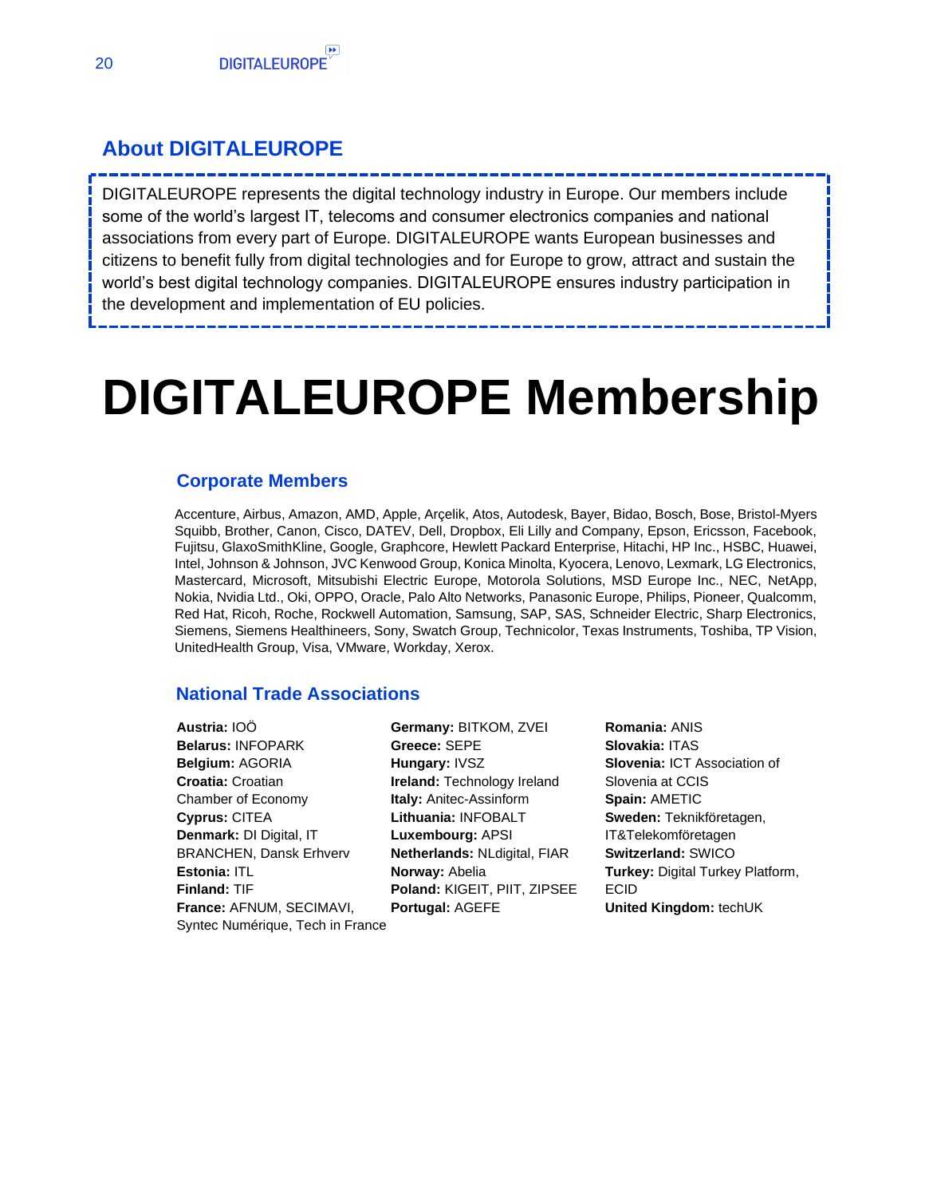## About DIGITALEUROPE

DIGITALEUROPE represents the digital technology industry in Europe. Our members include some of the world's largest IT, telecoms and consumer electronics companies and national associations from every part of Europe. DIGITALEUROPE wants European businesses and citizens to benefit fully from digital technologies and for Europe to grow, attract and sustain the world's best digital technology companies. DIGITALEUROPE ensures industry participation in the development and implementation of EU policies.

# DIGITALEUROPE Membership

### Corporate Members

Accenture, Airbus, Amazon, AMD, Apple, Arçelik, Atos, Autodesk, Bayer, Bidao, Bosch, Bose, Bristol-Myers Squibb, Brother, Canon, Cisco, DATEV, Dell, Dropbox, Eli Lilly and Company, Epson, Ericsson, Facebook, Fujitsu, GlaxoSmithKline, Google, Graphcore, Hewlett Packard Enterprise, Hitachi, HP Inc., HSBC, Huawei, Intel, Johnson & Johnson, JVC Kenwood Group, Konica Minolta, Kyocera, Lenovo, Lexmark, LG Electronics, Mastercard, Microsoft, Mitsubishi Electric Europe, Motorola Solutions, MSD Europe Inc., NEC, NetApp, Nokia, Nvidia Ltd., Oki, OPPO, Oracle, Palo Alto Networks, Panasonic Europe, Philips, Pioneer, Qualcomm, Red Hat, Ricoh, Roche, Rockwell Automation, Samsung, SAP, SAS, Schneider Electric, Sharp Electronics, Siemens, Siemens Healthineers, Sony, Swatch Group, Technicolor, Texas Instruments, Toshiba, TP Vision, UnitedHealth Group, Visa, VMware, Workday, Xerox.

### National Trade Associations

**Austria:** IOÖ
**Belarus:** INFOPARK
**Belgium:** AGORIA
**Croatia:** Croatian Chamber of Economy
**Cyprus:** CITEA
**Denmark:** DI Digital, IT BRANCHEN, Dansk Erhverv
**Estonia:** ITL
**Finland:** TIF
**France:** AFNUM, SECIMAVI, Syntec Numérique, Tech in France
**Germany:** BITKOM, ZVEI
**Greece:** SEPE
**Hungary:** IVSZ
**Ireland:** Technology Ireland
**Italy:** Anitec-Assinform
**Lithuania:** INFOBALT
**Luxembourg:** APSI
**Netherlands:** NLdigital, FIAR
**Norway:** Abelia
**Poland:** KIGEIT, PIIT, ZIPSEE
**Portugal:** AGEFE
**Romania:** ANIS
**Slovakia:** ITAS
**Slovenia:** ICT Association of Slovenia at CCIS
**Spain:** AMETIC
**Sweden:** Teknikföretagen, IT&Telekomföretagen
**Switzerland:** SWICO
**Turkey:** Digital Turkey Platform, ECID
**United Kingdom:** techUK